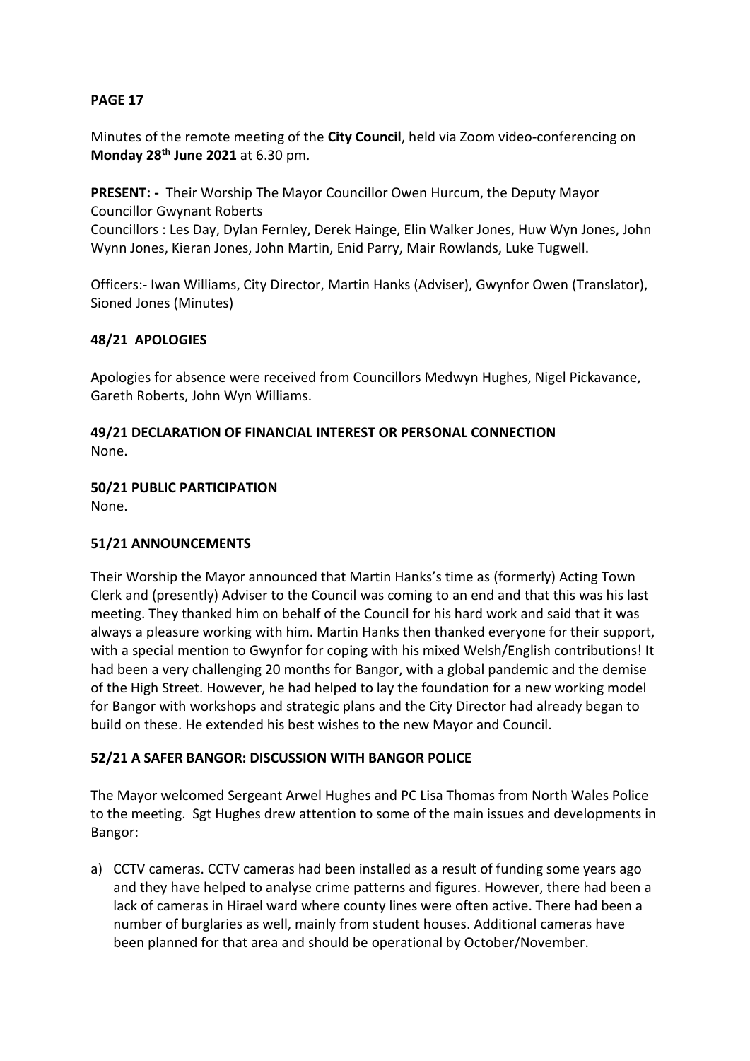**PAGE 17**

Minutes of the remote meeting of the **City Council**, held via Zoom video-conferencing on **Monday 28th June 2021** at 6.30 pm.

**PRESENT: -** Their Worship The Mayor Councillor Owen Hurcum, the Deputy Mayor Councillor Gwynant Roberts
Councillors : Les Day, Dylan Fernley, Derek Hainge, Elin Walker Jones, Huw Wyn Jones, John Wynn Jones, Kieran Jones, John Martin, Enid Parry, Mair Rowlands, Luke Tugwell.

Officers:- Iwan Williams, City Director, Martin Hanks (Adviser), Gwynfor Owen (Translator), Sioned Jones (Minutes)

**48/21 APOLOGIES**

Apologies for absence were received from Councillors Medwyn Hughes, Nigel Pickavance, Gareth Roberts, John Wyn Williams.

**49/21 DECLARATION OF FINANCIAL INTEREST OR PERSONAL CONNECTION**
None.

**50/21 PUBLIC PARTICIPATION**
None.

**51/21 ANNOUNCEMENTS**

Their Worship the Mayor announced that Martin Hanks's time as (formerly) Acting Town Clerk and (presently) Adviser to the Council was coming to an end and that this was his last meeting. They thanked him on behalf of the Council for his hard work and said that it was always a pleasure working with him. Martin Hanks then thanked everyone for their support, with a special mention to Gwynfor for coping with his mixed Welsh/English contributions! It had been a very challenging 20 months for Bangor, with a global pandemic and the demise of the High Street. However, he had helped to lay the foundation for a new working model for Bangor with workshops and strategic plans and the City Director had already began to build on these. He extended his best wishes to the new Mayor and Council.

**52/21 A SAFER BANGOR: DISCUSSION WITH BANGOR POLICE**

The Mayor welcomed Sergeant Arwel Hughes and PC Lisa Thomas from North Wales Police to the meeting. Sgt Hughes drew attention to some of the main issues and developments in Bangor:

a) CCTV cameras. CCTV cameras had been installed as a result of funding some years ago and they have helped to analyse crime patterns and figures. However, there had been a lack of cameras in Hirael ward where county lines were often active. There had been a number of burglaries as well, mainly from student houses. Additional cameras have been planned for that area and should be operational by October/November.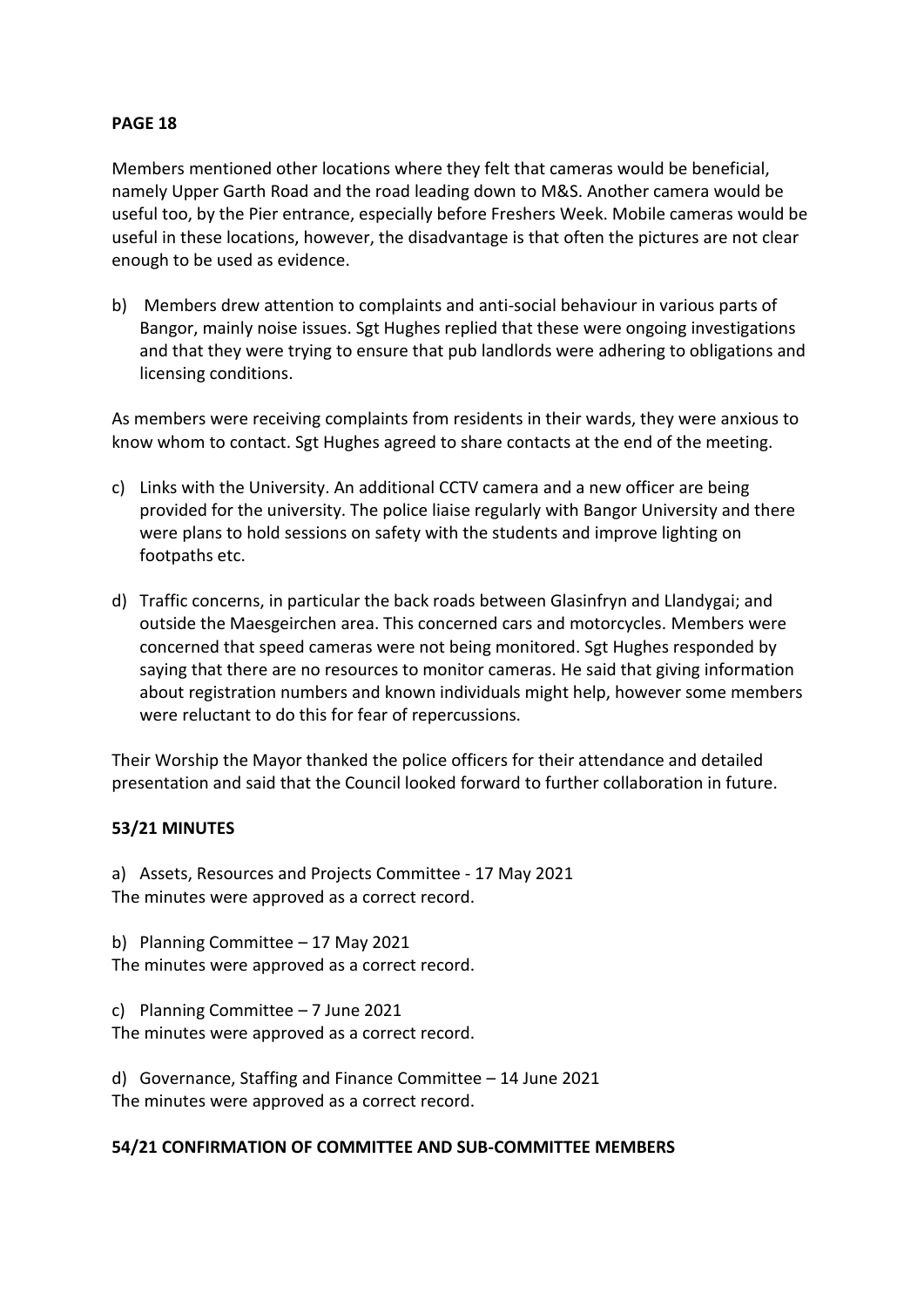**PAGE 18**

Members mentioned other locations where they felt that cameras would be beneficial, namely Upper Garth Road and the road leading down to M&S. Another camera would be useful too, by the Pier entrance, especially before Freshers Week. Mobile cameras would be useful in these locations, however, the disadvantage is that often the pictures are not clear enough to be used as evidence.

b) Members drew attention to complaints and anti-social behaviour in various parts of Bangor, mainly noise issues. Sgt Hughes replied that these were ongoing investigations and that they were trying to ensure that pub landlords were adhering to obligations and licensing conditions.

As members were receiving complaints from residents in their wards, they were anxious to know whom to contact. Sgt Hughes agreed to share contacts at the end of the meeting.

c) Links with the University. An additional CCTV camera and a new officer are being provided for the university. The police liaise regularly with Bangor University and there were plans to hold sessions on safety with the students and improve lighting on footpaths etc.

d) Traffic concerns, in particular the back roads between Glasinfryn and Llandygai; and outside the Maesgeirchen area. This concerned cars and motorcycles. Members were concerned that speed cameras were not being monitored. Sgt Hughes responded by saying that there are no resources to monitor cameras. He said that giving information about registration numbers and known individuals might help, however some members were reluctant to do this for fear of repercussions.

Their Worship the Mayor thanked the police officers for their attendance and detailed presentation and said that the Council looked forward to further collaboration in future.

**53/21 MINUTES**

a) Assets, Resources and Projects Committee - 17 May 2021
The minutes were approved as a correct record.

b) Planning Committee – 17 May 2021
The minutes were approved as a correct record.

c) Planning Committee – 7 June 2021
The minutes were approved as a correct record.

d) Governance, Staffing and Finance Committee – 14 June 2021
The minutes were approved as a correct record.

**54/21 CONFIRMATION OF COMMITTEE AND SUB-COMMITTEE MEMBERS**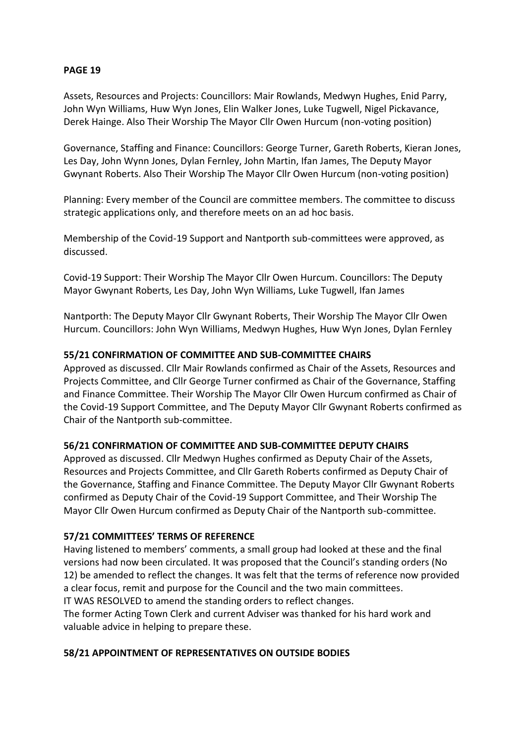**PAGE 19**

Assets, Resources and Projects: Councillors: Mair Rowlands, Medwyn Hughes, Enid Parry, John Wyn Williams, Huw Wyn Jones, Elin Walker Jones, Luke Tugwell, Nigel Pickavance, Derek Hainge. Also Their Worship The Mayor Cllr Owen Hurcum (non-voting position)

Governance, Staffing and Finance: Councillors: George Turner, Gareth Roberts, Kieran Jones, Les Day, John Wynn Jones, Dylan Fernley, John Martin, Ifan James, The Deputy Mayor Gwynant Roberts. Also Their Worship The Mayor Cllr Owen Hurcum (non-voting position)

Planning: Every member of the Council are committee members. The committee to discuss strategic applications only, and therefore meets on an ad hoc basis.

Membership of the Covid-19 Support and Nantporth sub-committees were approved, as discussed.

Covid-19 Support: Their Worship The Mayor Cllr Owen Hurcum. Councillors: The Deputy Mayor Gwynant Roberts, Les Day, John Wyn Williams, Luke Tugwell, Ifan James

Nantporth: The Deputy Mayor Cllr Gwynant Roberts, Their Worship The Mayor Cllr Owen Hurcum. Councillors: John Wyn Williams, Medwyn Hughes, Huw Wyn Jones, Dylan Fernley

**55/21 CONFIRMATION OF COMMITTEE AND SUB-COMMITTEE CHAIRS**

Approved as discussed. Cllr Mair Rowlands confirmed as Chair of the Assets, Resources and Projects Committee, and Cllr George Turner confirmed as Chair of the Governance, Staffing and Finance Committee. Their Worship The Mayor Cllr Owen Hurcum confirmed as Chair of the Covid-19 Support Committee, and The Deputy Mayor Cllr Gwynant Roberts confirmed as Chair of the Nantporth sub-committee.

**56/21 CONFIRMATION OF COMMITTEE AND SUB-COMMITTEE DEPUTY CHAIRS**

Approved as discussed. Cllr Medwyn Hughes confirmed as Deputy Chair of the Assets, Resources and Projects Committee, and Cllr Gareth Roberts confirmed as Deputy Chair of the Governance, Staffing and Finance Committee. The Deputy Mayor Cllr Gwynant Roberts confirmed as Deputy Chair of the Covid-19 Support Committee, and Their Worship The Mayor Cllr Owen Hurcum confirmed as Deputy Chair of the Nantporth sub-committee.

**57/21 COMMITTEES' TERMS OF REFERENCE**

Having listened to members' comments, a small group had looked at these and the final versions had now been circulated. It was proposed that the Council's standing orders (No 12) be amended to reflect the changes. It was felt that the terms of reference now provided a clear focus, remit and purpose for the Council and the two main committees.
IT WAS RESOLVED to amend the standing orders to reflect changes.
The former Acting Town Clerk and current Adviser was thanked for his hard work and valuable advice in helping to prepare these.

**58/21 APPOINTMENT OF REPRESENTATIVES ON OUTSIDE BODIES**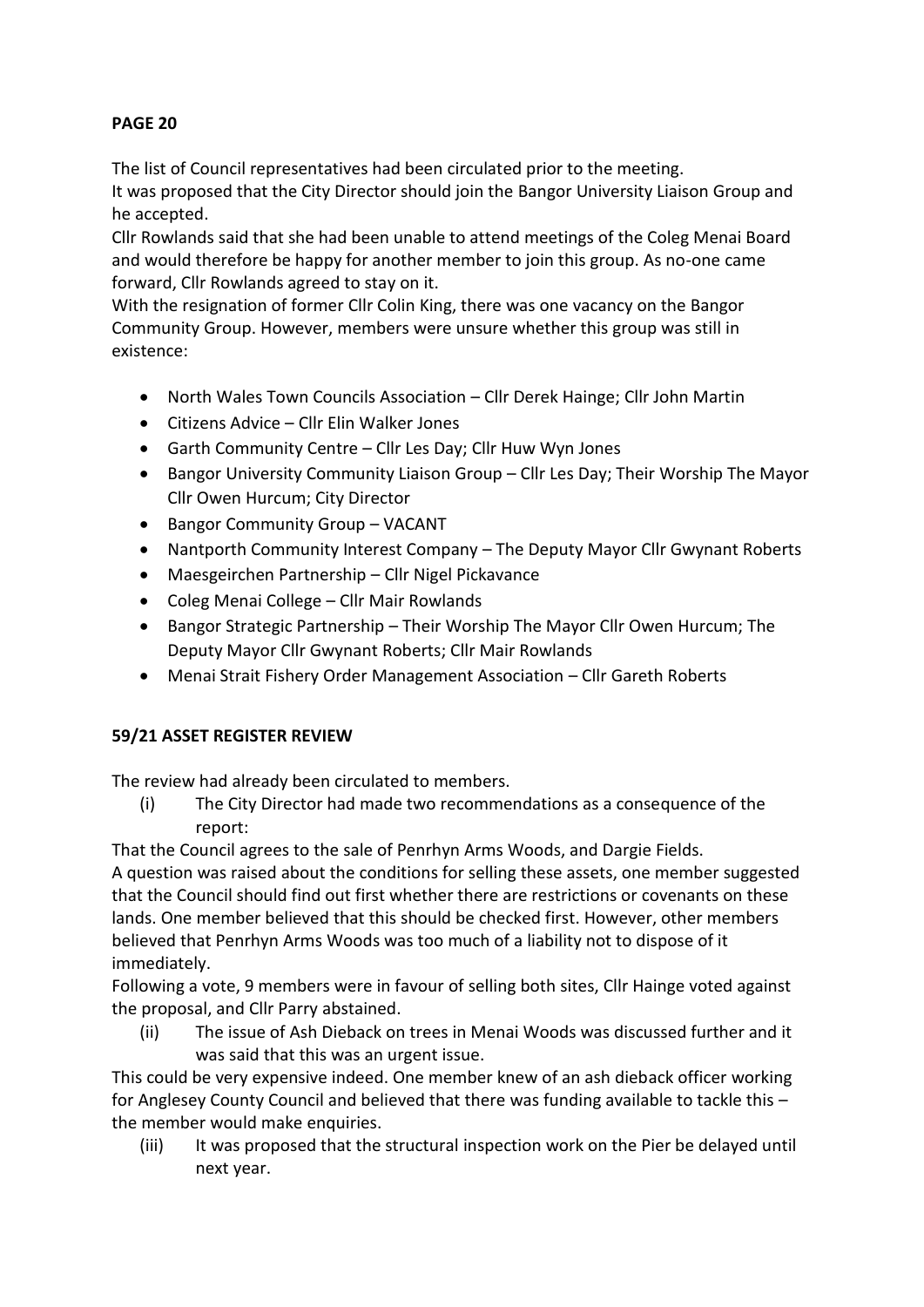**PAGE 20**

The list of Council representatives had been circulated prior to the meeting.
It was proposed that the City Director should join the Bangor University Liaison Group and he accepted.
Cllr Rowlands said that she had been unable to attend meetings of the Coleg Menai Board and would therefore be happy for another member to join this group. As no-one came forward, Cllr Rowlands agreed to stay on it.
With the resignation of former Cllr Colin King, there was one vacancy on the Bangor Community Group. However, members were unsure whether this group was still in existence:

- North Wales Town Councils Association – Cllr Derek Hainge; Cllr John Martin
- Citizens Advice – Cllr Elin Walker Jones
- Garth Community Centre – Cllr Les Day; Cllr Huw Wyn Jones
- Bangor University Community Liaison Group – Cllr Les Day; Their Worship The Mayor Cllr Owen Hurcum; City Director
- Bangor Community Group – VACANT
- Nantporth Community Interest Company – The Deputy Mayor Cllr Gwynant Roberts
- Maesgeirchen Partnership – Cllr Nigel Pickavance
- Coleg Menai College – Cllr Mair Rowlands
- Bangor Strategic Partnership – Their Worship The Mayor Cllr Owen Hurcum; The Deputy Mayor Cllr Gwynant Roberts; Cllr Mair Rowlands
- Menai Strait Fishery Order Management Association – Cllr Gareth Roberts

**59/21 ASSET REGISTER REVIEW**

The review had already been circulated to members.

(i) The City Director had made two recommendations as a consequence of the report:

That the Council agrees to the sale of Penrhyn Arms Woods, and Dargie Fields.
A question was raised about the conditions for selling these assets, one member suggested that the Council should find out first whether there are restrictions or covenants on these lands. One member believed that this should be checked first. However, other members believed that Penrhyn Arms Woods was too much of a liability not to dispose of it immediately.
Following a vote, 9 members were in favour of selling both sites, Cllr Hainge voted against the proposal, and Cllr Parry abstained.

(ii) The issue of Ash Dieback on trees in Menai Woods was discussed further and it was said that this was an urgent issue.

This could be very expensive indeed. One member knew of an ash dieback officer working for Anglesey County Council and believed that there was funding available to tackle this – the member would make enquiries.

(iii) It was proposed that the structural inspection work on the Pier be delayed until next year.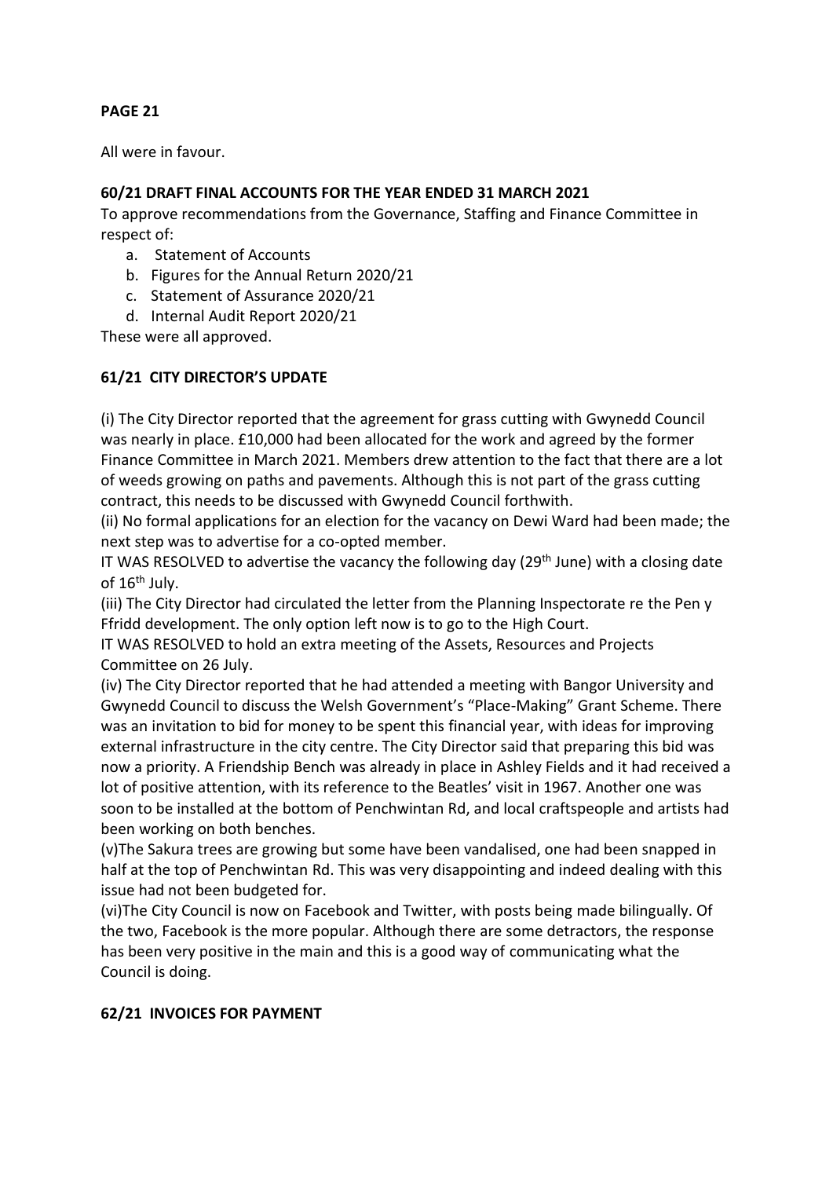**PAGE 21**

All were in favour.

## 60/21 DRAFT FINAL ACCOUNTS FOR THE YEAR ENDED 31 MARCH 2021

To approve recommendations from the Governance, Staffing and Finance Committee in respect of:

a. Statement of Accounts
b. Figures for the Annual Return 2020/21
c. Statement of Assurance 2020/21
d. Internal Audit Report 2020/21

These were all approved.

## 61/21 CITY DIRECTOR'S UPDATE

(i) The City Director reported that the agreement for grass cutting with Gwynedd Council was nearly in place. £10,000 had been allocated for the work and agreed by the former Finance Committee in March 2021. Members drew attention to the fact that there are a lot of weeds growing on paths and pavements. Although this is not part of the grass cutting contract, this needs to be discussed with Gwynedd Council forthwith.

(ii) No formal applications for an election for the vacancy on Dewi Ward had been made; the next step was to advertise for a co-opted member.

IT WAS RESOLVED to advertise the vacancy the following day (29th June) with a closing date of 16th July.

(iii) The City Director had circulated the letter from the Planning Inspectorate re the Pen y Ffridd development. The only option left now is to go to the High Court.

IT WAS RESOLVED to hold an extra meeting of the Assets, Resources and Projects Committee on 26 July.

(iv) The City Director reported that he had attended a meeting with Bangor University and Gwynedd Council to discuss the Welsh Government's "Place-Making" Grant Scheme. There was an invitation to bid for money to be spent this financial year, with ideas for improving external infrastructure in the city centre. The City Director said that preparing this bid was now a priority. A Friendship Bench was already in place in Ashley Fields and it had received a lot of positive attention, with its reference to the Beatles' visit in 1967. Another one was soon to be installed at the bottom of Penchwintan Rd, and local craftspeople and artists had been working on both benches.

(v)The Sakura trees are growing but some have been vandalised, one had been snapped in half at the top of Penchwintan Rd. This was very disappointing and indeed dealing with this issue had not been budgeted for.

(vi)The City Council is now on Facebook and Twitter, with posts being made bilingually. Of the two, Facebook is the more popular. Although there are some detractors, the response has been very positive in the main and this is a good way of communicating what the Council is doing.

## 62/21 INVOICES FOR PAYMENT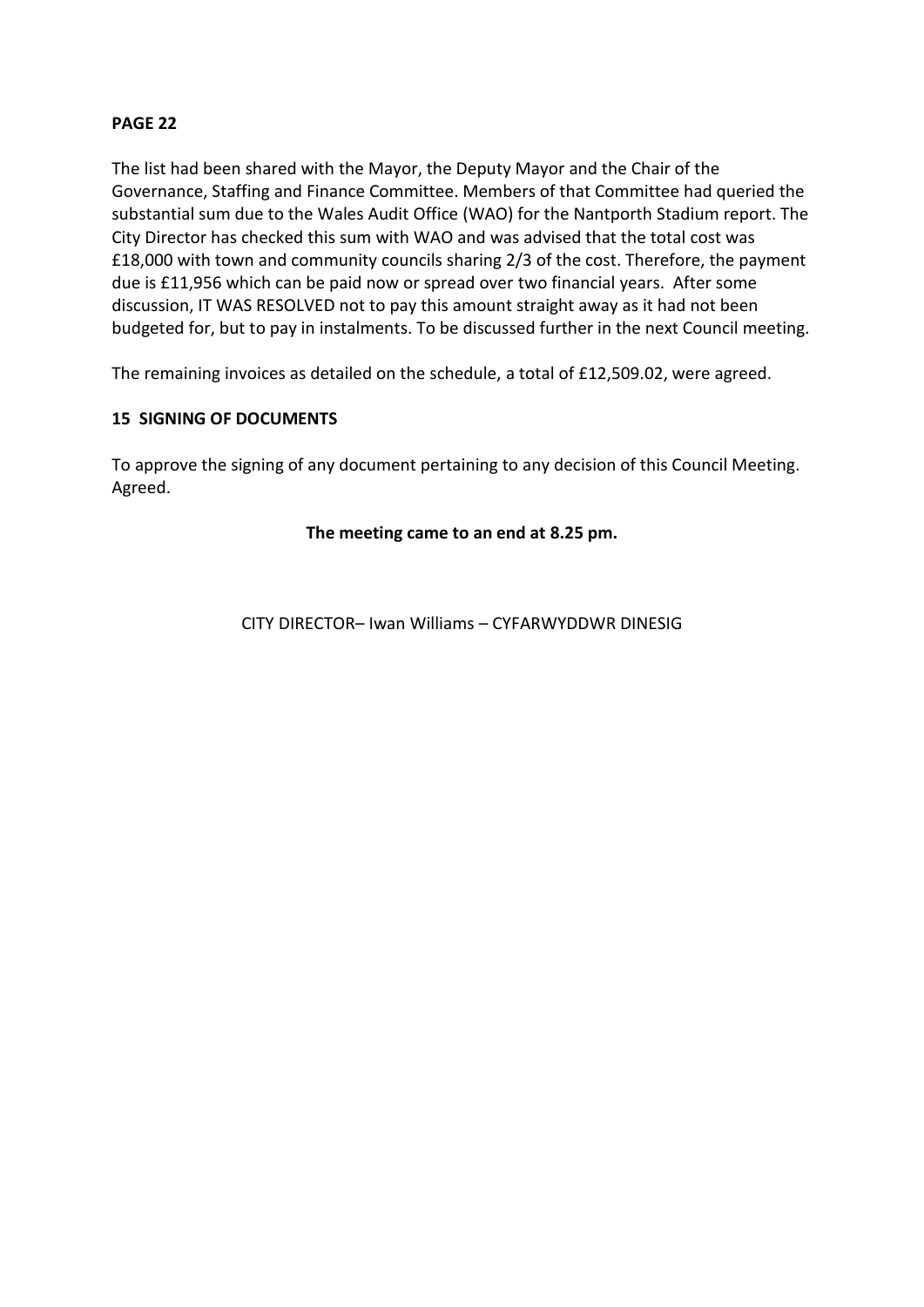**PAGE 22**

The list had been shared with the Mayor, the Deputy Mayor and the Chair of the Governance, Staffing and Finance Committee. Members of that Committee had queried the substantial sum due to the Wales Audit Office (WAO) for the Nantporth Stadium report. The City Director has checked this sum with WAO and was advised that the total cost was £18,000 with town and community councils sharing 2/3 of the cost. Therefore, the payment due is £11,956 which can be paid now or spread over two financial years. After some discussion, IT WAS RESOLVED not to pay this amount straight away as it had not been budgeted for, but to pay in instalments. To be discussed further in the next Council meeting.

The remaining invoices as detailed on the schedule, a total of £12,509.02, were agreed.

**15 SIGNING OF DOCUMENTS**

To approve the signing of any document pertaining to any decision of this Council Meeting. Agreed.

**The meeting came to an end at 8.25 pm.**

CITY DIRECTOR– Iwan Williams – CYFARWYDDWR DINESIG